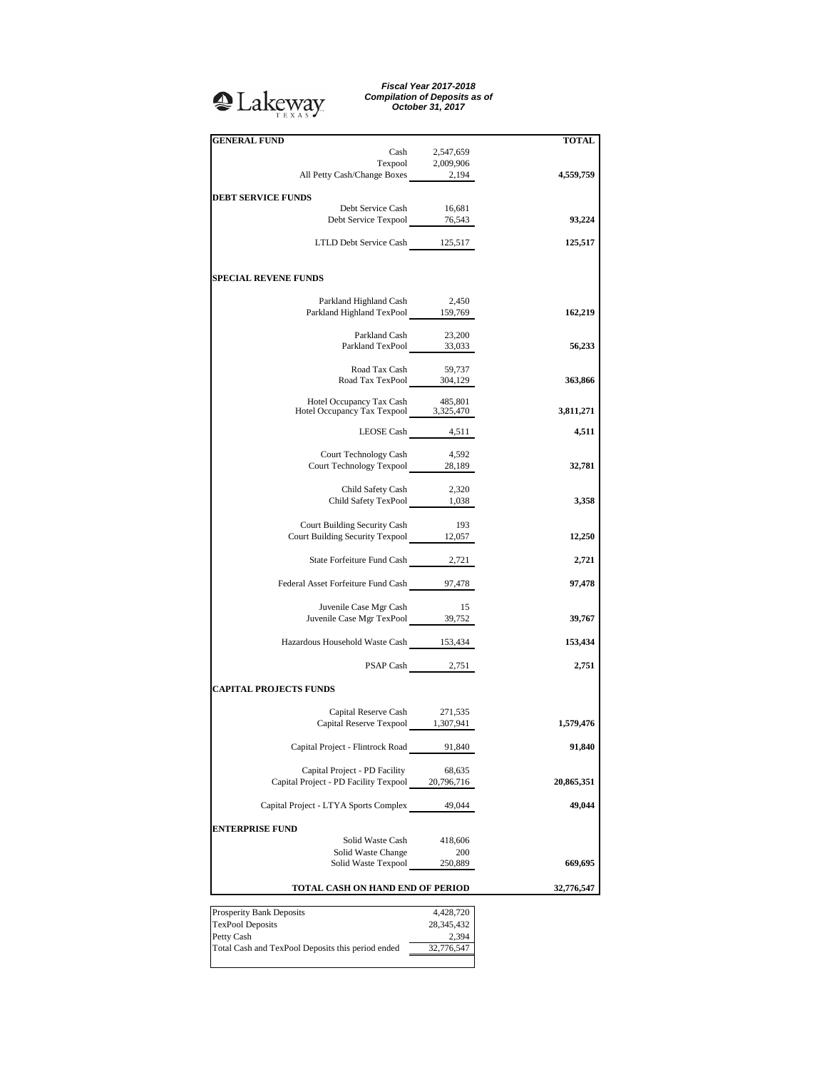Lakeway TEXAS

***Fiscal Year 2017-2018***
***Compilation of Deposits as of***
***October 31, 2017***

| **GENERAL FUND** | | **TOTAL** |
|---|---|---|
| Cash | 2,547,659 | |
| Texpool | 2,009,906 | |
| All Petty Cash/Change Boxes | 2,194 | **4,559,759** |
| **DEBT SERVICE FUNDS** | | |
| Debt Service Cash | 16,681 | |
| Debt Service Texpool | 76,543 | **93,224** |
| LTLD Debt Service Cash | 125,517 | **125,517** |
| **SPECIAL REVENE FUNDS** | | |
| Parkland Highland Cash | 2,450 | |
| Parkland Highland TexPool | 159,769 | **162,219** |
| Parkland Cash | 23,200 | |
| Parkland TexPool | 33,033 | **56,233** |
| Road Tax Cash | 59,737 | |
| Road Tax TexPool | 304,129 | **363,866** |
| Hotel Occupancy Tax Cash | 485,801 | |
| Hotel Occupancy Tax Texpool | 3,325,470 | **3,811,271** |
| LEOSE Cash | 4,511 | **4,511** |
| Court Technology Cash | 4,592 | |
| Court Technology Texpool | 28,189 | **32,781** |
| Child Safety Cash | 2,320 | |
| Child Safety TexPool | 1,038 | **3,358** |
| Court Building Security Cash | 193 | |
| Court Building Security Texpool | 12,057 | **12,250** |
| State Forfeiture Fund Cash | 2,721 | **2,721** |
| Federal Asset Forfeiture Fund Cash | 97,478 | **97,478** |
| Juvenile Case Mgr Cash | 15 | |
| Juvenile Case Mgr TexPool | 39,752 | **39,767** |
| Hazardous Household Waste Cash | 153,434 | **153,434** |
| PSAP Cash | 2,751 | **2,751** |
| **CAPITAL PROJECTS FUNDS** | | |
| Capital Reserve Cash | 271,535 | |
| Capital Reserve Texpool | 1,307,941 | **1,579,476** |
| Capital Project - Flintrock Road | 91,840 | **91,840** |
| Capital Project - PD Facility | 68,635 | |
| Capital Project - PD Facility Texpool | 20,796,716 | **20,865,351** |
| Capital Project - LTYA Sports Complex | 49,044 | **49,044** |
| **ENTERPRISE FUND** | | |
| Solid Waste Cash | 418,606 | |
| Solid Waste Change | 200 | |
| Solid Waste Texpool | 250,889 | **669,695** |
| **TOTAL CASH ON HAND END OF PERIOD** | | **32,776,547** |

| | |
|---|---|
| Prosperity Bank Deposits | 4,428,720 |
| TexPool Deposits | 28,345,432 |
| Petty Cash | 2,394 |
| Total Cash and TexPool Deposits this period ended | 32,776,547 |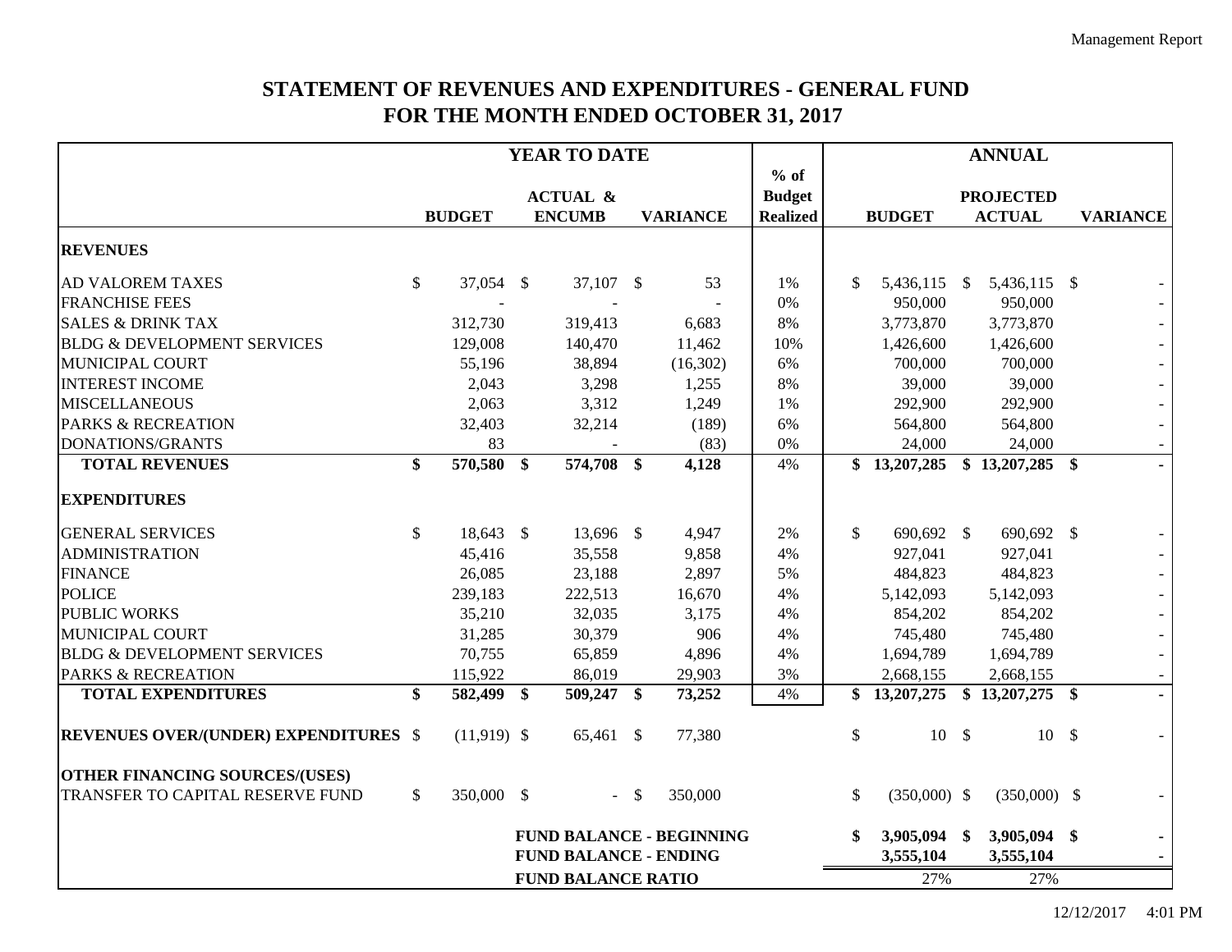Management Report

# STATEMENT OF REVENUES AND EXPENDITURES - GENERAL FUND
## FOR THE MONTH ENDED OCTOBER 31, 2017

| | YEAR TO DATE | | | % of | ANNUAL | | |
|---|---|---|---|---|---|---|---|
| | BUDGET | ACTUAL & ENCUMB | VARIANCE | Budget Realized | BUDGET | PROJECTED ACTUAL | VARIANCE |
| **REVENUES** | | | | | | | |
| AD VALOREM TAXES | $ 37,054 | $ 37,107 | $ 53 | 1% | $ 5,436,115 | $ 5,436,115 | $ - |
| FRANCHISE FEES | - | - | - | 0% | 950,000 | 950,000 | - |
| SALES & DRINK TAX | 312,730 | 319,413 | 6,683 | 8% | 3,773,870 | 3,773,870 | - |
| BLDG & DEVELOPMENT SERVICES | 129,008 | 140,470 | 11,462 | 10% | 1,426,600 | 1,426,600 | - |
| MUNICIPAL COURT | 55,196 | 38,894 | (16,302) | 6% | 700,000 | 700,000 | - |
| INTEREST INCOME | 2,043 | 3,298 | 1,255 | 8% | 39,000 | 39,000 | - |
| MISCELLANEOUS | 2,063 | 3,312 | 1,249 | 1% | 292,900 | 292,900 | - |
| PARKS & RECREATION | 32,403 | 32,214 | (189) | 6% | 564,800 | 564,800 | - |
| DONATIONS/GRANTS | 83 | - | (83) | 0% | 24,000 | 24,000 | - |
| **TOTAL REVENUES** | **$ 570,580** | **$ 574,708** | **$ 4,128** | 4% | **$ 13,207,285** | **$ 13,207,285** | **$ -** |
| **EXPENDITURES** | | | | | | | |
| GENERAL SERVICES | $ 18,643 | $ 13,696 | $ 4,947 | 2% | $ 690,692 | $ 690,692 | $ - |
| ADMINISTRATION | 45,416 | 35,558 | 9,858 | 4% | 927,041 | 927,041 | - |
| FINANCE | 26,085 | 23,188 | 2,897 | 5% | 484,823 | 484,823 | - |
| POLICE | 239,183 | 222,513 | 16,670 | 4% | 5,142,093 | 5,142,093 | - |
| PUBLIC WORKS | 35,210 | 32,035 | 3,175 | 4% | 854,202 | 854,202 | - |
| MUNICIPAL COURT | 31,285 | 30,379 | 906 | 4% | 745,480 | 745,480 | - |
| BLDG & DEVELOPMENT SERVICES | 70,755 | 65,859 | 4,896 | 4% | 1,694,789 | 1,694,789 | - |
| PARKS & RECREATION | 115,922 | 86,019 | 29,903 | 3% | 2,668,155 | 2,668,155 | - |
| **TOTAL EXPENDITURES** | **$ 582,499** | **$ 509,247** | **$ 73,252** | 4% | **$ 13,207,275** | **$ 13,207,275** | **$ -** |
| **REVENUES OVER/(UNDER) EXPENDITURES** | $ (11,919) | $ 65,461 | $ 77,380 | | $ 10 | $ 10 | $ - |
| **OTHER FINANCING SOURCES/(USES)** | | | | | | | |
| TRANSFER TO CAPITAL RESERVE FUND | $ 350,000 | $ - | $ 350,000 | | $ (350,000) | $ (350,000) | $ - |
| | | **FUND BALANCE - BEGINNING** | | | **$ 3,905,094** | **$ 3,905,094** | **$ -** |
| | | **FUND BALANCE - ENDING** | | | **3,555,104** | **3,555,104** | **-** |
| | | **FUND BALANCE RATIO** | | | 27% | 27% | |

12/12/2017 4:01 PM